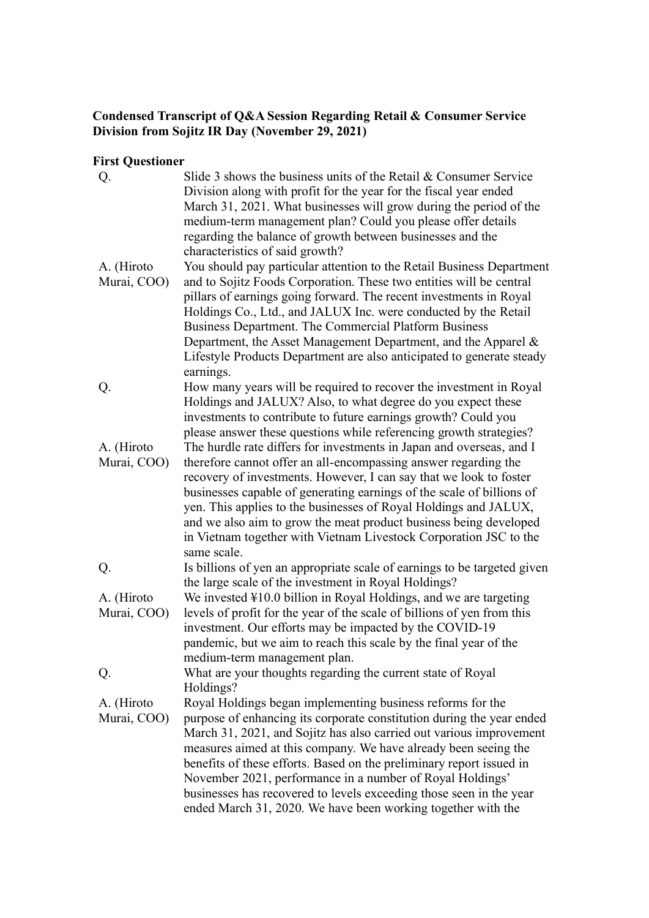**Condensed Transcript of Q&A Session Regarding Retail & Consumer Service Division from Sojitz IR Day (November 29, 2021)**

**First Questioner**

| | |
|---|---|
| Q. | Slide 3 shows the business units of the Retail & Consumer Service Division along with profit for the year for the fiscal year ended March 31, 2021. What businesses will grow during the period of the medium-term management plan? Could you please offer details regarding the balance of growth between businesses and the characteristics of said growth? |
| A. (Hiroto Murai, COO) | You should pay particular attention to the Retail Business Department and to Sojitz Foods Corporation. These two entities will be central pillars of earnings going forward. The recent investments in Royal Holdings Co., Ltd., and JALUX Inc. were conducted by the Retail Business Department. The Commercial Platform Business Department, the Asset Management Department, and the Apparel & Lifestyle Products Department are also anticipated to generate steady earnings. |
| Q. | How many years will be required to recover the investment in Royal Holdings and JALUX? Also, to what degree do you expect these investments to contribute to future earnings growth? Could you please answer these questions while referencing growth strategies? |
| A. (Hiroto Murai, COO) | The hurdle rate differs for investments in Japan and overseas, and I therefore cannot offer an all-encompassing answer regarding the recovery of investments. However, I can say that we look to foster businesses capable of generating earnings of the scale of billions of yen. This applies to the businesses of Royal Holdings and JALUX, and we also aim to grow the meat product business being developed in Vietnam together with Vietnam Livestock Corporation JSC to the same scale. |
| Q. | Is billions of yen an appropriate scale of earnings to be targeted given the large scale of the investment in Royal Holdings? |
| A. (Hiroto Murai, COO) | We invested ¥10.0 billion in Royal Holdings, and we are targeting levels of profit for the year of the scale of billions of yen from this investment. Our efforts may be impacted by the COVID-19 pandemic, but we aim to reach this scale by the final year of the medium-term management plan. |
| Q. | What are your thoughts regarding the current state of Royal Holdings? |
| A. (Hiroto Murai, COO) | Royal Holdings began implementing business reforms for the purpose of enhancing its corporate constitution during the year ended March 31, 2021, and Sojitz has also carried out various improvement measures aimed at this company. We have already been seeing the benefits of these efforts. Based on the preliminary report issued in November 2021, performance in a number of Royal Holdings' businesses has recovered to levels exceeding those seen in the year ended March 31, 2020. We have been working together with the |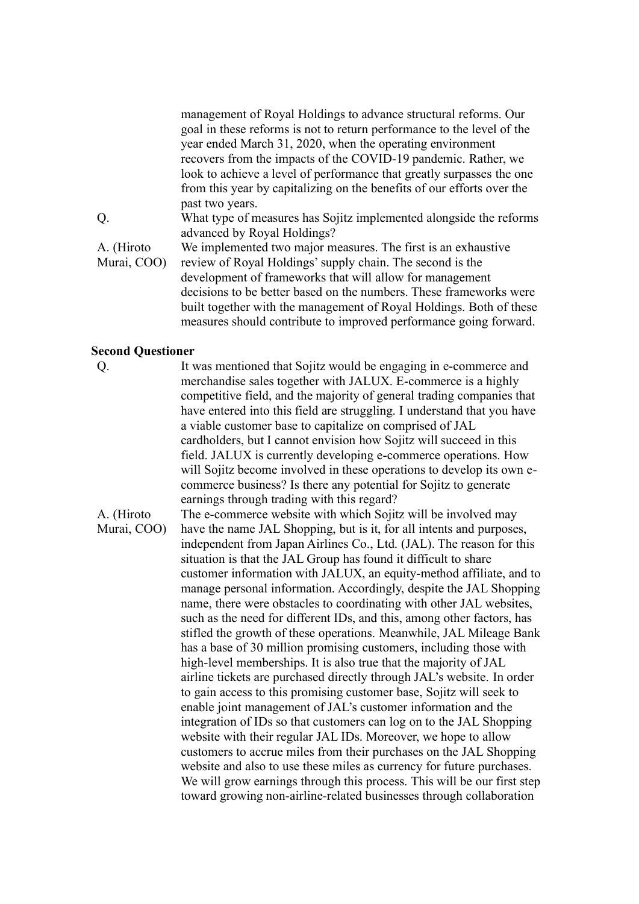management of Royal Holdings to advance structural reforms. Our goal in these reforms is not to return performance to the level of the year ended March 31, 2020, when the operating environment recovers from the impacts of the COVID-19 pandemic. Rather, we look to achieve a level of performance that greatly surpasses the one from this year by capitalizing on the benefits of our efforts over the past two years.

Q. What type of measures has Sojitz implemented alongside the reforms advanced by Royal Holdings?

A. (Hiroto Murai, COO) We implemented two major measures. The first is an exhaustive review of Royal Holdings' supply chain. The second is the development of frameworks that will allow for management decisions to be better based on the numbers. These frameworks were built together with the management of Royal Holdings. Both of these measures should contribute to improved performance going forward.

**Second Questioner**

Q. It was mentioned that Sojitz would be engaging in e-commerce and merchandise sales together with JALUX. E-commerce is a highly competitive field, and the majority of general trading companies that have entered into this field are struggling. I understand that you have a viable customer base to capitalize on comprised of JAL cardholders, but I cannot envision how Sojitz will succeed in this field. JALUX is currently developing e-commerce operations. How will Sojitz become involved in these operations to develop its own e-commerce business? Is there any potential for Sojitz to generate earnings through trading with this regard?

A. (Hiroto Murai, COO) The e-commerce website with which Sojitz will be involved may have the name JAL Shopping, but is it, for all intents and purposes, independent from Japan Airlines Co., Ltd. (JAL). The reason for this situation is that the JAL Group has found it difficult to share customer information with JALUX, an equity-method affiliate, and to manage personal information. Accordingly, despite the JAL Shopping name, there were obstacles to coordinating with other JAL websites, such as the need for different IDs, and this, among other factors, has stifled the growth of these operations. Meanwhile, JAL Mileage Bank has a base of 30 million promising customers, including those with high-level memberships. It is also true that the majority of JAL airline tickets are purchased directly through JAL's website. In order to gain access to this promising customer base, Sojitz will seek to enable joint management of JAL's customer information and the integration of IDs so that customers can log on to the JAL Shopping website with their regular JAL IDs. Moreover, we hope to allow customers to accrue miles from their purchases on the JAL Shopping website and also to use these miles as currency for future purchases. We will grow earnings through this process. This will be our first step toward growing non-airline-related businesses through collaboration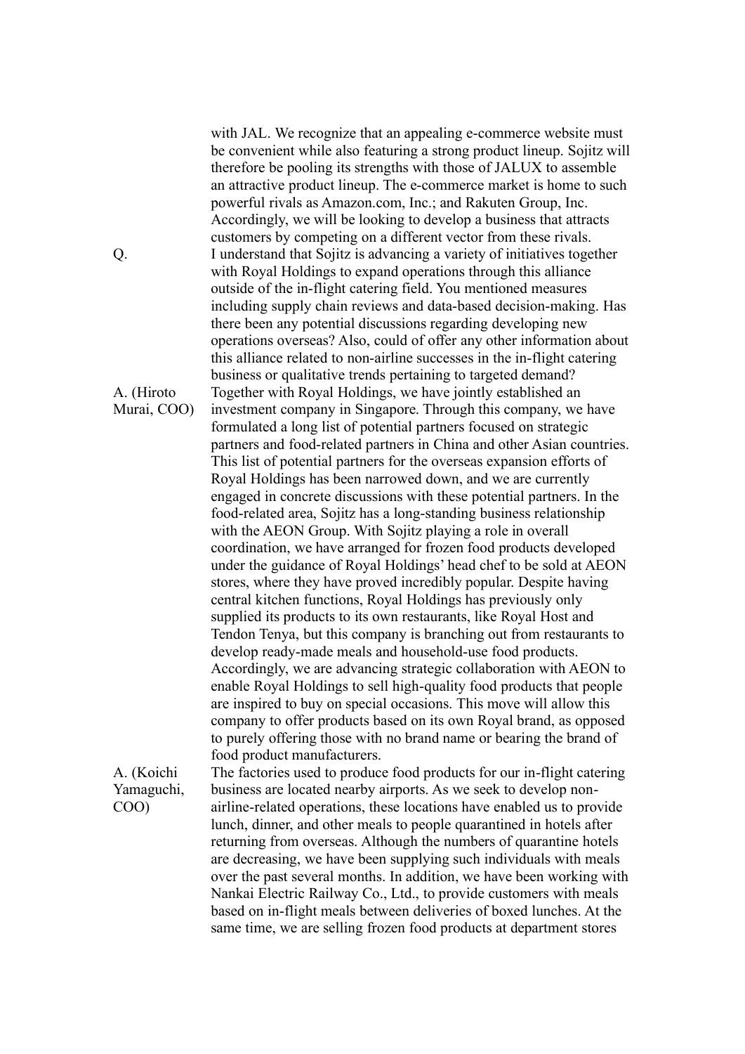with JAL. We recognize that an appealing e-commerce website must be convenient while also featuring a strong product lineup. Sojitz will therefore be pooling its strengths with those of JALUX to assemble an attractive product lineup. The e-commerce market is home to such powerful rivals as Amazon.com, Inc.; and Rakuten Group, Inc. Accordingly, we will be looking to develop a business that attracts customers by competing on a different vector from these rivals.

Q. I understand that Sojitz is advancing a variety of initiatives together with Royal Holdings to expand operations through this alliance outside of the in-flight catering field. You mentioned measures including supply chain reviews and data-based decision-making. Has there been any potential discussions regarding developing new operations overseas? Also, could of offer any other information about this alliance related to non-airline successes in the in-flight catering business or qualitative trends pertaining to targeted demand?

A. (Hiroto Murai, COO) Together with Royal Holdings, we have jointly established an investment company in Singapore. Through this company, we have formulated a long list of potential partners focused on strategic partners and food-related partners in China and other Asian countries. This list of potential partners for the overseas expansion efforts of Royal Holdings has been narrowed down, and we are currently engaged in concrete discussions with these potential partners. In the food-related area, Sojitz has a long-standing business relationship with the AEON Group. With Sojitz playing a role in overall coordination, we have arranged for frozen food products developed under the guidance of Royal Holdings' head chef to be sold at AEON stores, where they have proved incredibly popular. Despite having central kitchen functions, Royal Holdings has previously only supplied its products to its own restaurants, like Royal Host and Tendon Tenya, but this company is branching out from restaurants to develop ready-made meals and household-use food products. Accordingly, we are advancing strategic collaboration with AEON to enable Royal Holdings to sell high-quality food products that people are inspired to buy on special occasions. This move will allow this company to offer products based on its own Royal brand, as opposed to purely offering those with no brand name or bearing the brand of food product manufacturers.

A. (Koichi Yamaguchi, COO) The factories used to produce food products for our in-flight catering business are located nearby airports. As we seek to develop non-airline-related operations, these locations have enabled us to provide lunch, dinner, and other meals to people quarantined in hotels after returning from overseas. Although the numbers of quarantine hotels are decreasing, we have been supplying such individuals with meals over the past several months. In addition, we have been working with Nankai Electric Railway Co., Ltd., to provide customers with meals based on in-flight meals between deliveries of boxed lunches. At the same time, we are selling frozen food products at department stores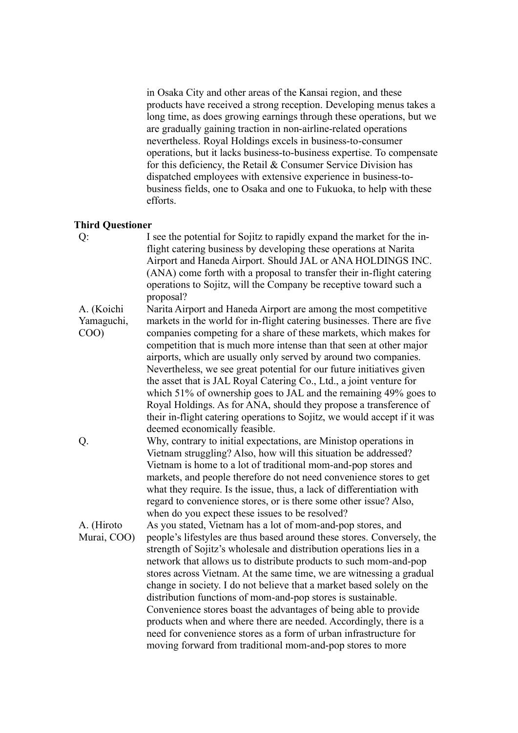in Osaka City and other areas of the Kansai region, and these products have received a strong reception. Developing menus takes a long time, as does growing earnings through these operations, but we are gradually gaining traction in non-airline-related operations nevertheless. Royal Holdings excels in business-to-consumer operations, but it lacks business-to-business expertise. To compensate for this deficiency, the Retail & Consumer Service Division has dispatched employees with extensive experience in business-to-business fields, one to Osaka and one to Fukuoka, to help with these efforts.

**Third Questioner**

Q: I see the potential for Sojitz to rapidly expand the market for the in-flight catering business by developing these operations at Narita Airport and Haneda Airport. Should JAL or ANA HOLDINGS INC. (ANA) come forth with a proposal to transfer their in-flight catering operations to Sojitz, will the Company be receptive toward such a proposal?

A. (Koichi Yamaguchi, COO) Narita Airport and Haneda Airport are among the most competitive markets in the world for in-flight catering businesses. There are five companies competing for a share of these markets, which makes for competition that is much more intense than that seen at other major airports, which are usually only served by around two companies. Nevertheless, we see great potential for our future initiatives given the asset that is JAL Royal Catering Co., Ltd., a joint venture for which 51% of ownership goes to JAL and the remaining 49% goes to Royal Holdings. As for ANA, should they propose a transference of their in-flight catering operations to Sojitz, we would accept if it was deemed economically feasible.

Q. Why, contrary to initial expectations, are Ministop operations in Vietnam struggling? Also, how will this situation be addressed? Vietnam is home to a lot of traditional mom-and-pop stores and markets, and people therefore do not need convenience stores to get what they require. Is the issue, thus, a lack of differentiation with regard to convenience stores, or is there some other issue? Also, when do you expect these issues to be resolved?

A. (Hiroto Murai, COO) As you stated, Vietnam has a lot of mom-and-pop stores, and people's lifestyles are thus based around these stores. Conversely, the strength of Sojitz's wholesale and distribution operations lies in a network that allows us to distribute products to such mom-and-pop stores across Vietnam. At the same time, we are witnessing a gradual change in society. I do not believe that a market based solely on the distribution functions of mom-and-pop stores is sustainable. Convenience stores boast the advantages of being able to provide products when and where there are needed. Accordingly, there is a need for convenience stores as a form of urban infrastructure for moving forward from traditional mom-and-pop stores to more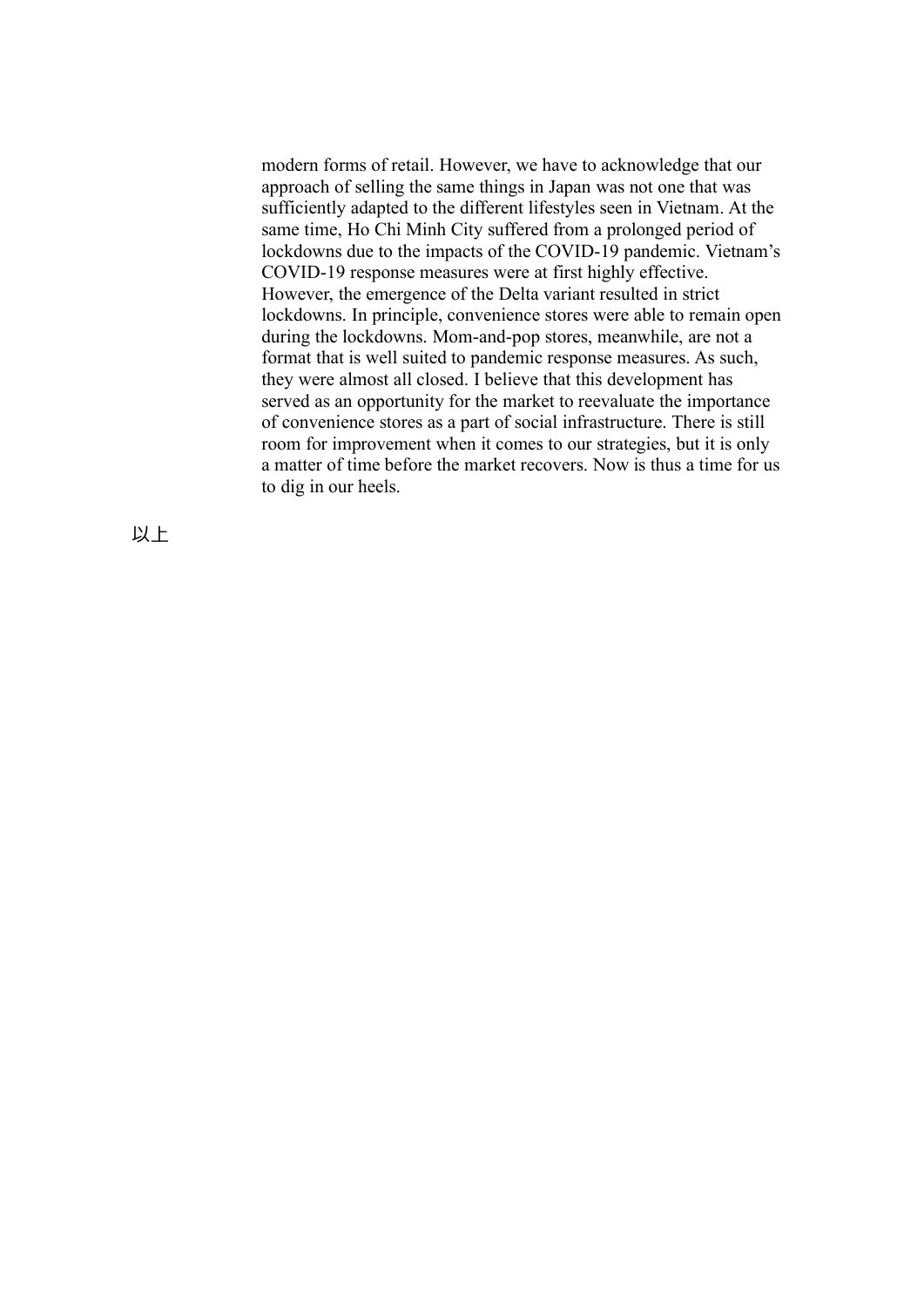modern forms of retail. However, we have to acknowledge that our approach of selling the same things in Japan was not one that was sufficiently adapted to the different lifestyles seen in Vietnam. At the same time, Ho Chi Minh City suffered from a prolonged period of lockdowns due to the impacts of the COVID-19 pandemic. Vietnam's COVID-19 response measures were at first highly effective. However, the emergence of the Delta variant resulted in strict lockdowns. In principle, convenience stores were able to remain open during the lockdowns. Mom-and-pop stores, meanwhile, are not a format that is well suited to pandemic response measures. As such, they were almost all closed. I believe that this development has served as an opportunity for the market to reevaluate the importance of convenience stores as a part of social infrastructure. There is still room for improvement when it comes to our strategies, but it is only a matter of time before the market recovers. Now is thus a time for us to dig in our heels.

以上